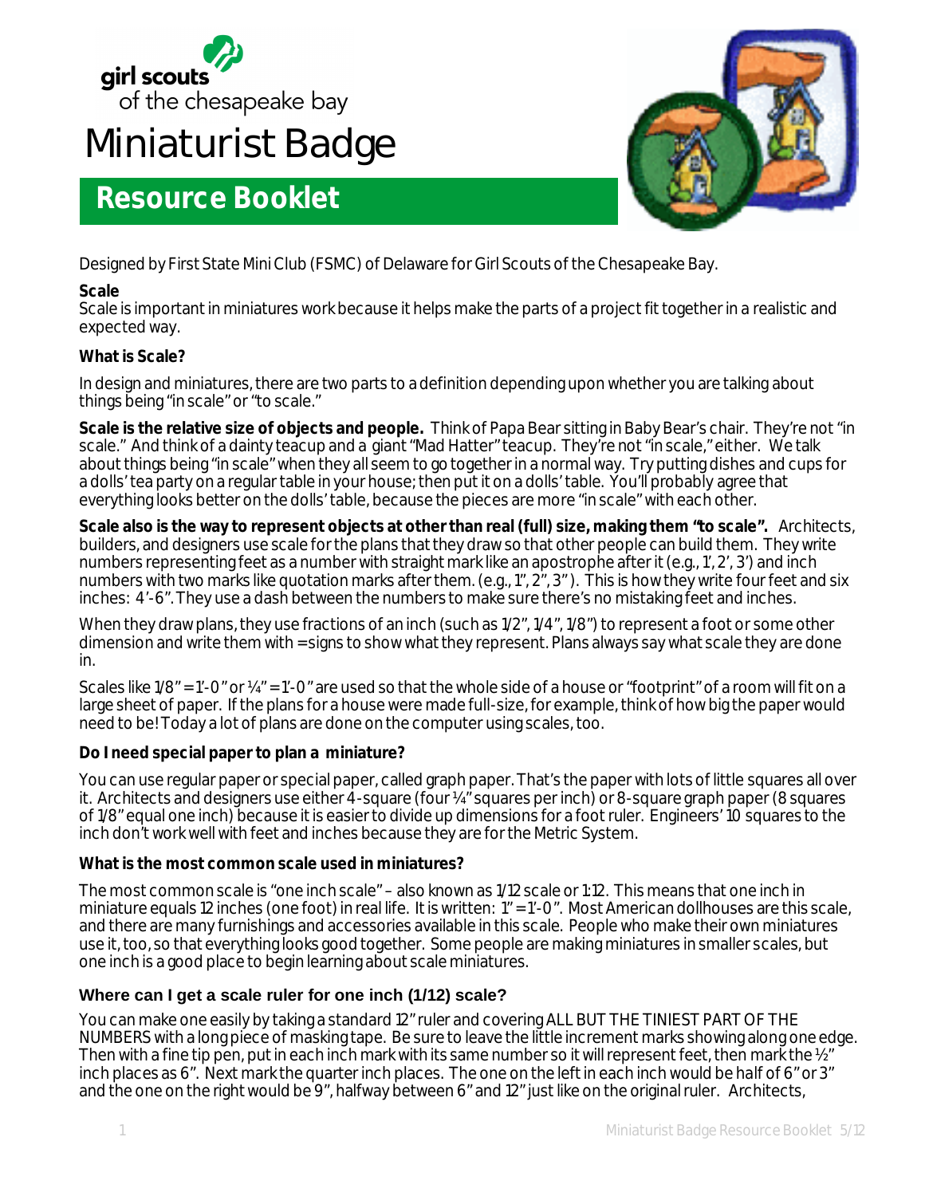girl scouts of the chesapeake bay

# Miniaturist Badge

## Resource Booklet

Designed by First State Mini Club (FSMC) of Delaware for Girl Scouts of the Chesapeake Bay.

**Scale**
Scale is important in miniatures work because it helps make the parts of a project fit together in a realistic and expected way.

**What is Scale?**

In design and miniatures, there are two parts to a definition depending upon whether you are talking about things being "in scale" or "to scale."

**Scale is the relative size of objects and people.** Think of Papa Bear sitting in Baby Bear's chair. They're not "in scale." And think of a dainty teacup and a giant "Mad Hatter" teacup. They're not "in scale," either. We talk about things being "in scale" when they all seem to go together in a normal way. Try putting dishes and cups for a dolls' tea party on a regular table in your house; then put it on a dolls' table. You'll probably agree that everything looks better on the dolls' table, because the pieces are more "in scale" with each other.

**Scale also is the way to represent objects at other than real (full) size, making them "to scale".** Architects, builders, and designers use scale for the plans that they draw so that other people can build them. They write numbers representing feet as a number with straight mark like an apostrophe after it (e.g., 1', 2', 3') and inch numbers with two marks like quotation marks after them. (e.g., 1", 2", 3"). This is how they write four feet and six inches: 4'-6". They use a dash between the numbers to make sure there's no mistaking feet and inches.

When they draw plans, they use fractions of an inch (such as 1/2", 1/4", 1/8") to represent a foot or some other dimension and write them with = signs to show what they represent. Plans always say what scale they are done in.

Scales like 1/8" = 1'-0" or ¼" = 1'-0" are used so that the whole side of a house or "footprint" of a room will fit on a large sheet of paper. If the plans for a house were made full-size, for example, think of how big the paper would need to be! Today a lot of plans are done on the computer using scales, too.

**Do I need special paper to plan a miniature?**

You can use regular paper or special paper, called graph paper. That's the paper with lots of little squares all over it. Architects and designers use either 4-square (four ¼" squares per inch) or 8-square graph paper (8 squares of 1/8" equal one inch) because it is easier to divide up dimensions for a foot ruler. Engineers' 10 squares to the inch don't work well with feet and inches because they are for the Metric System.

**What is the most common scale used in miniatures?**

The most common scale is "one inch scale" – also known as 1/12 scale or 1:12. This means that one inch in miniature equals 12 inches (one foot) in real life. It is written: 1" = 1'-0". Most American dollhouses are this scale, and there are many furnishings and accessories available in this scale. People who make their own miniatures use it, too, so that everything looks good together. Some people are making miniatures in smaller scales, but one inch is a good place to begin learning about scale miniatures.

**Where can I get a scale ruler for one inch (1/12) scale?**

You can make one easily by taking a standard 12" ruler and covering ALL BUT THE TINIEST PART OF THE NUMBERS with a long piece of masking tape. Be sure to leave the little increment marks showing along one edge. Then with a fine tip pen, put in each inch mark with its same number so it will represent feet, then mark the ½" inch places as 6". Next mark the quarter inch places. The one on the left in each inch would be half of 6" or 3" and the one on the right would be 9", halfway between 6" and 12" just like on the original ruler. Architects,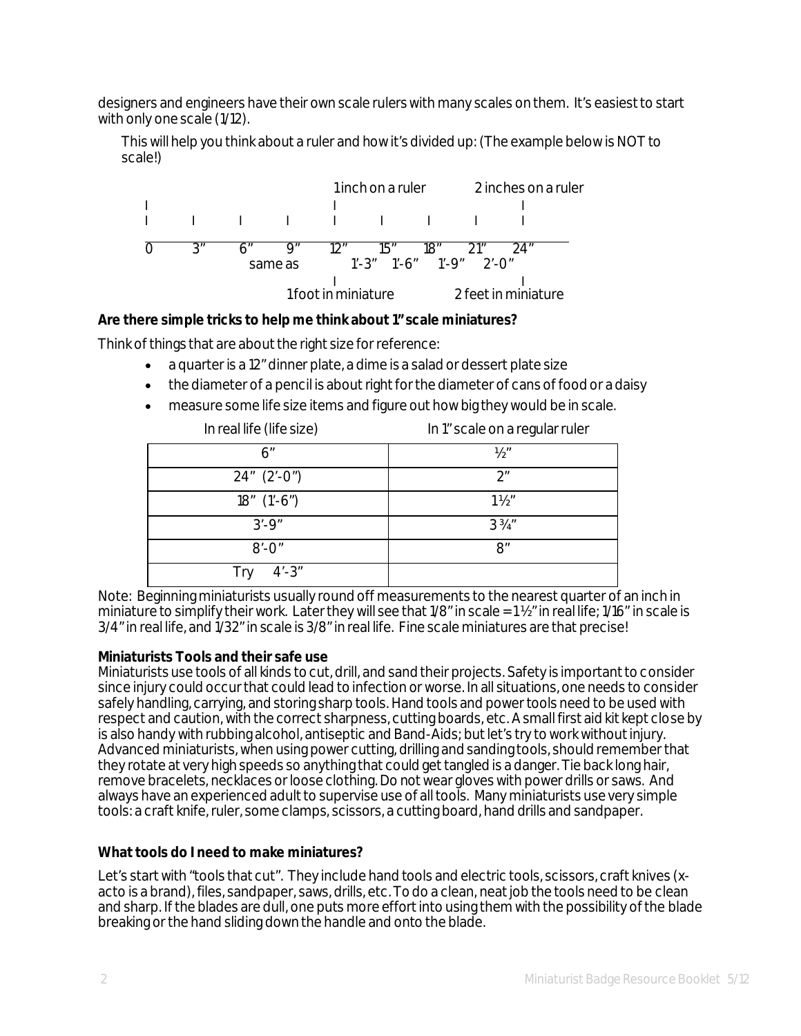designers and engineers have their own scale rulers with many scales on them. It's easiest to start with only one scale (1/12).

This will help you think about a ruler and how it's divided up: (The example below is NOT to scale!)

```
                              1 inch on a ruler          2 inches on a ruler
|                             |                                |
|       |       |       |     |       |       |       |        |
_________________________________________________________________
0      3"      6"      9"    12"     15"     18"     21"      24"
                same as          1'-3"   1'-6"   1'-9"   2'-0"
                              |                                |
                      1 foot in miniature           2 feet in miniature
```

**Are there simple tricks to help me think about 1" scale miniatures?**

Think of things that are about the right size for reference:

- a quarter is a 12" dinner plate, a dime is a salad or dessert plate size
- the diameter of a pencil is about right for the diameter of cans of food or a daisy
- measure some life size items and figure out how big they would be in scale.

| In real life (life size) | In 1" scale on a regular ruler |
|---|---|
| 6" | ½" |
| 24" (2'-0") | 2" |
| 18" (1'-6") | 1½" |
| 3'-9" | 3 ¾" |
| 8'-0" | 8" |
| Try 4'-3" | |

Note: Beginning miniaturists usually round off measurements to the nearest quarter of an inch in miniature to simplify their work. Later they will see that 1/8" in scale = 1½" in real life; 1/16" in scale is 3/4" in real life, and 1/32" in scale is 3/8" in real life. Fine scale miniatures are that precise!

**Miniaturists Tools and their safe use**

Miniaturists use tools of all kinds to cut, drill, and sand their projects. Safety is important to consider since injury could occur that could lead to infection or worse. In all situations, one needs to consider safely handling, carrying, and storing sharp tools. Hand tools and power tools need to be used with respect and caution, with the correct sharpness, cutting boards, etc. A small first aid kit kept close by is also handy with rubbing alcohol, antiseptic and Band-Aids; but let's try to work without injury. Advanced miniaturists, when using power cutting, drilling and sanding tools, should remember that they rotate at very high speeds so anything that could get tangled is a danger. Tie back long hair, remove bracelets, necklaces or loose clothing. Do not wear gloves with power drills or saws. And always have an experienced adult to supervise use of all tools. Many miniaturists use very simple tools: a craft knife, ruler, some clamps, scissors, a cutting board, hand drills and sandpaper.

**What tools do I need to make miniatures?**

Let's start with "tools that cut". They include hand tools and electric tools, scissors, craft knives (x-acto is a brand), files, sandpaper, saws, drills, etc. To do a clean, neat job the tools need to be clean and sharp. If the blades are dull, one puts more effort into using them with the possibility of the blade breaking or the hand sliding down the handle and onto the blade.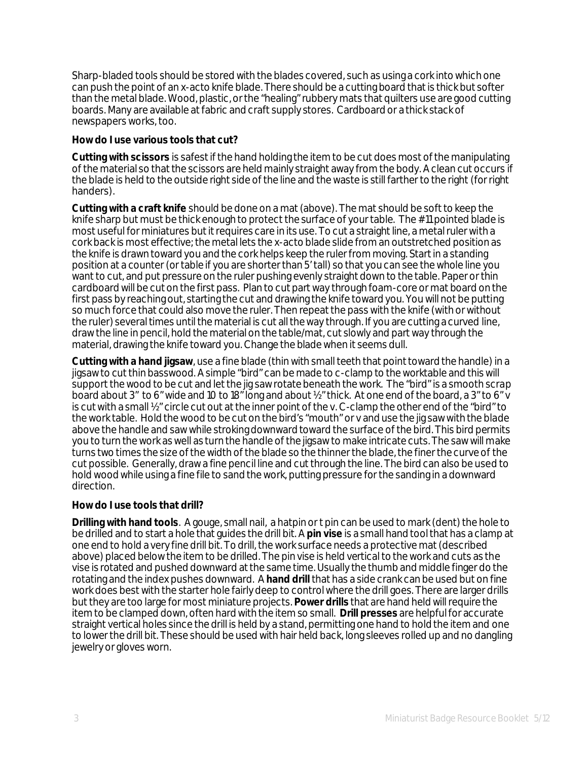Sharp-bladed tools should be stored with the blades covered, such as using a cork into which one can push the point of an x-acto knife blade. There should be a cutting board that is thick but softer than the metal blade. Wood, plastic, or the "healing" rubbery mats that quilters use are good cutting boards. Many are available at fabric and craft supply stores. Cardboard or a thick stack of newspapers works, too.

**How do I use various tools that cut?**

**Cutting with scissors** is safest if the hand holding the item to be cut does most of the manipulating of the material so that the scissors are held mainly straight away from the body. A clean cut occurs if the blade is held to the outside right side of the line and the waste is still farther to the right (for right handers).

**Cutting with a craft knife** should be done on a mat (above). The mat should be soft to keep the knife sharp but must be thick enough to protect the surface of your table. The #11 pointed blade is most useful for miniatures but it requires care in its use. To cut a straight line, a metal ruler with a cork back is most effective; the metal lets the x-acto blade slide from an outstretched position as the knife is drawn toward you and the cork helps keep the ruler from moving. Start in a standing position at a counter (or table if you are shorter than 5' tall) so that you can see the whole line you want to cut, and put pressure on the ruler pushing evenly straight down to the table. Paper or thin cardboard will be cut on the first pass. Plan to cut part way through foam-core or mat board on the first pass by reaching out, starting the cut and drawing the knife toward you. You will not be putting so much force that could also move the ruler. Then repeat the pass with the knife (with or without the ruler) several times until the material is cut all the way through. If you are cutting a curved line, draw the line in pencil, hold the material on the table/mat, cut slowly and part way through the material, drawing the knife toward you. Change the blade when it seems dull.

**Cutting with a hand jigsaw**, use a fine blade (thin with small teeth that point toward the handle) in a jigsaw to cut thin basswood. A simple "bird" can be made to c-clamp to the worktable and this will support the wood to be cut and let the jig saw rotate beneath the work. The "bird" is a smooth scrap board about 3" to 6" wide and 10 to 18" long and about ½" thick. At one end of the board, a 3" to 6" v is cut with a small ½" circle cut out at the inner point of the v. C-clamp the other end of the "bird" to the work table. Hold the wood to be cut on the bird's "mouth" or v and use the jig saw with the blade above the handle and saw while stroking downward toward the surface of the bird. This bird permits you to turn the work as well as turn the handle of the jigsaw to make intricate cuts. The saw will make turns two times the size of the width of the blade so the thinner the blade, the finer the curve of the cut possible. Generally, draw a fine pencil line and cut through the line. The bird can also be used to hold wood while using a fine file to sand the work, putting pressure for the sanding in a downward direction.

**How do I use tools that drill?**

**Drilling with hand tools**. A gouge, small nail, a hatpin or t pin can be used to mark (dent) the hole to be drilled and to start a hole that guides the drill bit. A **pin vise** is a small hand tool that has a clamp at one end to hold a very fine drill bit. To drill, the work surface needs a protective mat (described above) placed below the item to be drilled. The pin vise is held vertical to the work and cuts as the vise is rotated and pushed downward at the same time. Usually the thumb and middle finger do the rotating and the index pushes downward. A **hand drill** that has a side crank can be used but on fine work does best with the starter hole fairly deep to control where the drill goes. There are larger drills but they are too large for most miniature projects. **Power drills** that are hand held will require the item to be clamped down, often hard with the item so small. **Drill presses** are helpful for accurate straight vertical holes since the drill is held by a stand, permitting one hand to hold the item and one to lower the drill bit. These should be used with hair held back, long sleeves rolled up and no dangling jewelry or gloves worn.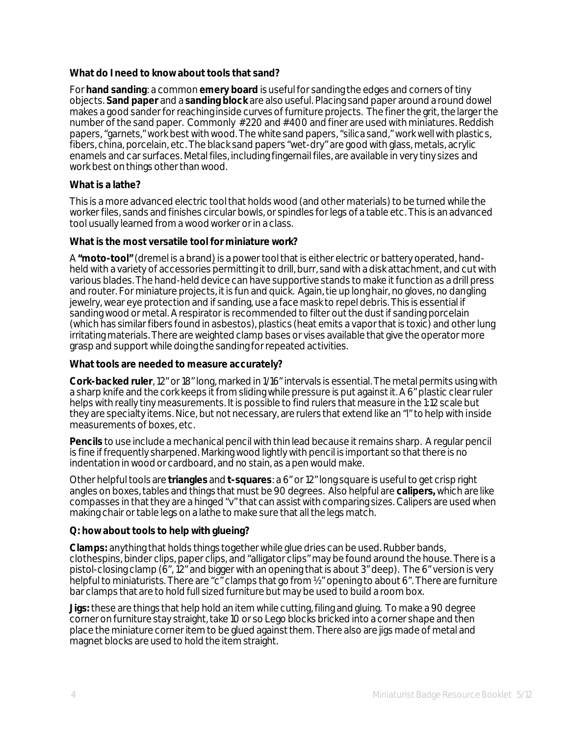**What do I need to know about tools that sand?**

For **hand sanding**: a common **emery board** is useful for sanding the edges and corners of tiny objects. **Sand paper** and a **sanding block** are also useful. Placing sand paper around a round dowel makes a good sander for reaching inside curves of furniture projects. The finer the grit, the larger the number of the sand paper. Commonly #220 and #400 and finer are used with miniatures. Reddish papers, "garnets," work best with wood. The white sand papers, "silica sand," work well with plastics, fibers, china, porcelain, etc. The black sand papers "wet-dry" are good with glass, metals, acrylic enamels and car surfaces. Metal files, including fingernail files, are available in very tiny sizes and work best on things other than wood.

**What is a lathe?**

This is a more advanced electric tool that holds wood (and other materials) to be turned while the worker files, sands and finishes circular bowls, or spindles for legs of a table etc. This is an advanced tool usually learned from a wood worker or in a class.

**What is the most versatile tool for miniature work?**

A **"moto-tool"** (dremel is a brand) is a power tool that is either electric or battery operated, hand-held with a variety of accessories permitting it to drill, burr, sand with a disk attachment, and cut with various blades. The hand-held device can have supportive stands to make it function as a drill press and router. For miniature projects, it is fun and quick. Again, tie up long hair, no gloves, no dangling jewelry, wear eye protection and if sanding, use a face mask to repel debris. This is essential if sanding wood or metal. A respirator is recommended to filter out the dust if sanding porcelain (which has similar fibers found in asbestos), plastics (heat emits a vapor that is toxic) and other lung irritating materials. There are weighted clamp bases or vises available that give the operator more grasp and support while doing the sanding for repeated activities.

**What tools are needed to measure accurately?**

**Cork-backed ruler**, 12" or 18" long, marked in 1/16" intervals is essential. The metal permits using with a sharp knife and the cork keeps it from sliding while pressure is put against it. A 6" plastic clear ruler helps with really tiny measurements. It is possible to find rulers that measure in the 1:12 scale but they are specialty items. Nice, but not necessary, are rulers that extend like an "l" to help with inside measurements of boxes, etc.

**Pencils** to use include a mechanical pencil with thin lead because it remains sharp. A regular pencil is fine if frequently sharpened. Marking wood lightly with pencil is important so that there is no indentation in wood or cardboard, and no stain, as a pen would make.

Other helpful tools are **triangles** and **t-squares**: a 6" or 12" long square is useful to get crisp right angles on boxes, tables and things that must be 90 degrees. Also helpful are **calipers,** which are like compasses in that they are a hinged "v" that can assist with comparing sizes. Calipers are used when making chair or table legs on a lathe to make sure that all the legs match.

**Q: how about tools to help with glueing?**

**Clamps:** anything that holds things together while glue dries can be used. Rubber bands, clothespins, binder clips, paper clips, and "alligator clips" may be found around the house. There is a pistol-closing clamp (6", 12" and bigger with an opening that is about 3" deep). The 6" version is very helpful to miniaturists. There are "c" clamps that go from ½" opening to about 6". There are furniture bar clamps that are to hold full sized furniture but may be used to build a room box.

**Jigs:** these are things that help hold an item while cutting, filing and gluing. To make a 90 degree corner on furniture stay straight, take 10 or so Lego blocks bricked into a corner shape and then place the miniature corner item to be glued against them. There also are jigs made of metal and magnet blocks are used to hold the item straight.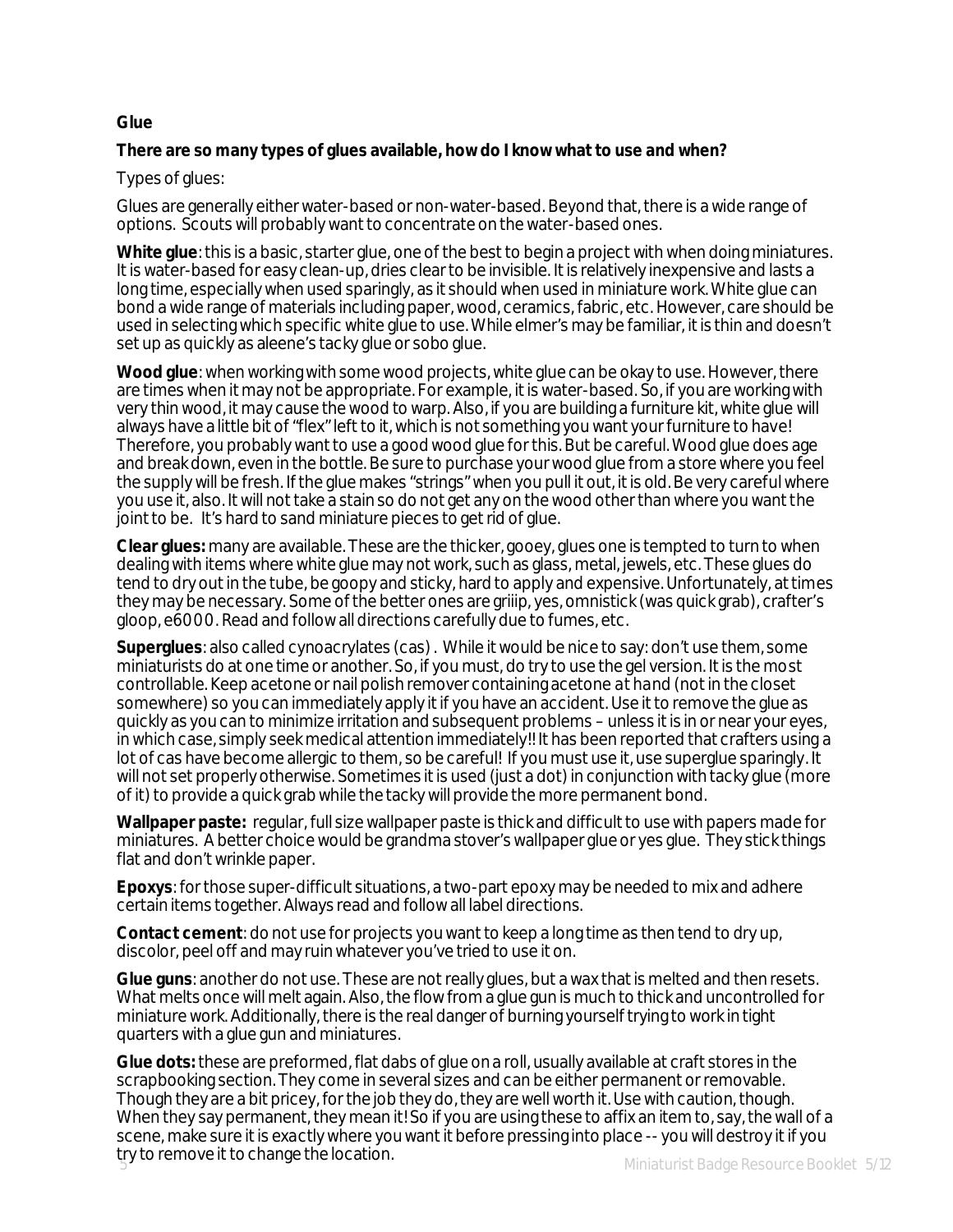**Glue**

**There are so many types of glues available, how do I know what to use and when?**

Types of glues:

Glues are generally either water-based or non-water-based. Beyond that, there is a wide range of options. Scouts will probably want to concentrate on the water-based ones.

**White glue**: this is a basic, starter glue, one of the best to begin a project with when doing miniatures. It is water-based for easy clean-up, dries clear to be invisible. It is relatively inexpensive and lasts a long time, especially when used sparingly, as it should when used in miniature work. White glue can bond a wide range of materials including paper, wood, ceramics, fabric, etc. However, care should be used in selecting which specific white glue to use. While elmer's may be familiar, it is thin and doesn't set up as quickly as aleene's tacky glue or sobo glue.

**Wood glue**: when working with some wood projects, white glue can be okay to use. However, there are times when it may not be appropriate. For example, it is water-based. So, if you are working with very thin wood, it may cause the wood to warp. Also, if you are building a furniture kit, white glue will always have a little bit of "flex" left to it, which is not something you want your furniture to have! Therefore, you probably want to use a good wood glue for this. But be careful. Wood glue does age and break down, even in the bottle. Be sure to purchase your wood glue from a store where you feel the supply will be fresh. If the glue makes "strings" when you pull it out, it is old. Be very careful where you use it, also. It will not take a stain so do not get any on the wood other than where you want the joint to be. It's hard to sand miniature pieces to get rid of glue.

**Clear glues:** many are available. These are the thicker, gooey, glues one is tempted to turn to when dealing with items where white glue may not work, such as glass, metal, jewels, etc. These glues do tend to dry out in the tube, be goopy and sticky, hard to apply and expensive. Unfortunately, at times they may be necessary. Some of the better ones are griiip, yes, omnistick (was quick grab), crafter's gloop, e6000. Read and follow all directions carefully due to fumes, etc.

**Superglues**: also called cynoacrylates (cas) . While it would be nice to say: don't use them, some miniaturists do at one time or another. So, if you must, do try to use the gel version. It is the most controllable. Keep acetone or nail polish remover containing acetone at hand (not in the closet somewhere) so you can immediately apply it if you have an accident. Use it to remove the glue as quickly as you can to minimize irritation and subsequent problems – unless it is in or near your eyes, in which case, simply seek medical attention immediately!! It has been reported that crafters using a lot of cas have become allergic to them, so be careful! If you must use it, use superglue sparingly. It will not set properly otherwise. Sometimes it is used (just a dot) in conjunction with tacky glue (more of it) to provide a quick grab while the tacky will provide the more permanent bond.

**Wallpaper paste:** regular, full size wallpaper paste is thick and difficult to use with papers made for miniatures. A better choice would be grandma stover's wallpaper glue or yes glue. They stick things flat and don't wrinkle paper.

**Epoxys**: for those super-difficult situations, a two-part epoxy may be needed to mix and adhere certain items together. Always read and follow all label directions.

**Contact cement**: do not use for projects you want to keep a long time as then tend to dry up, discolor, peel off and may ruin whatever you've tried to use it on.

**Glue guns**: another do not use. These are not really glues, but a wax that is melted and then resets. What melts once will melt again. Also, the flow from a glue gun is much to thick and uncontrolled for miniature work. Additionally, there is the real danger of burning yourself trying to work in tight quarters with a glue gun and miniatures.

**Glue dots:** these are preformed, flat dabs of glue on a roll, usually available at craft stores in the scrapbooking section. They come in several sizes and can be either permanent or removable. Though they are a bit pricey, for the job they do, they are well worth it. Use with caution, though. When they say permanent, they mean it! So if you are using these to affix an item to, say, the wall of a scene, make sure it is exactly where you want it before pressing into place -- you will destroy it if you try to remove it to change the location.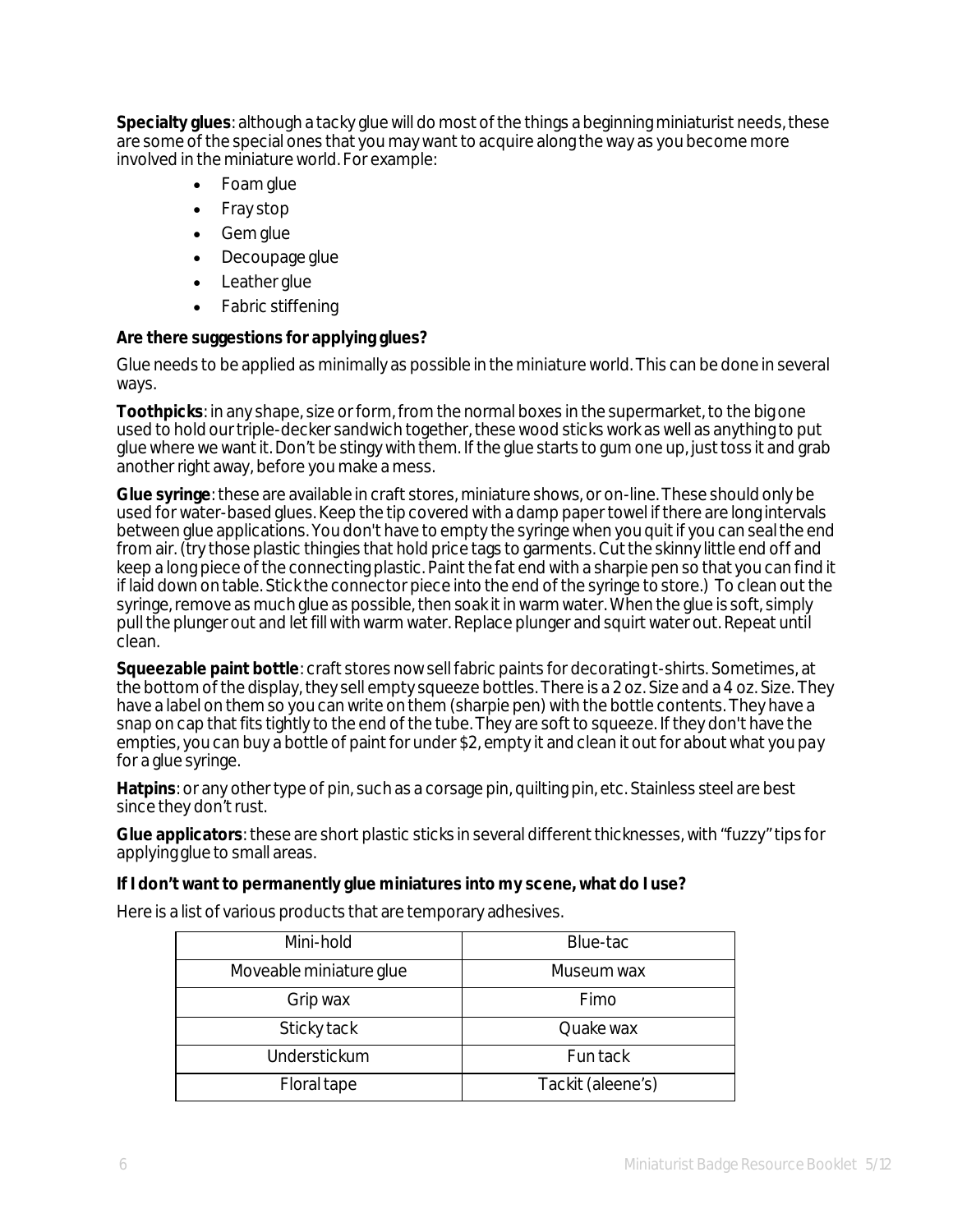**Specialty glues**: although a tacky glue will do most of the things a beginning miniaturist needs, these are some of the special ones that you may want to acquire along the way as you become more involved in the miniature world. For example:

- Foam glue
- Fray stop
- Gem glue
- Decoupage glue
- Leather glue
- Fabric stiffening

**Are there suggestions for applying glues?**

Glue needs to be applied as minimally as possible in the miniature world. This can be done in several ways.

**Toothpicks**: in any shape, size or form, from the normal boxes in the supermarket, to the big one used to hold our triple-decker sandwich together, these wood sticks work as well as anything to put glue where we want it. Don't be stingy with them. If the glue starts to gum one up, just toss it and grab another right away, before you make a mess.

**Glue syringe**: these are available in craft stores, miniature shows, or on-line. These should only be used for water-based glues. Keep the tip covered with a damp paper towel if there are long intervals between glue applications. You don't have to empty the syringe when you quit if you can seal the end from air. (try those plastic thingies that hold price tags to garments. Cut the skinny little end off and keep a long piece of the connecting plastic. Paint the fat end with a sharpie pen so that you can find it if laid down on table. Stick the connector piece into the end of the syringe to store.) To clean out the syringe, remove as much glue as possible, then soak it in warm water. When the glue is soft, simply pull the plunger out and let fill with warm water. Replace plunger and squirt water out. Repeat until clean.

**Squeezable paint bottle**: craft stores now sell fabric paints for decorating t-shirts. Sometimes, at the bottom of the display, they sell empty squeeze bottles. There is a 2 oz. Size and a 4 oz. Size. They have a label on them so you can write on them (sharpie pen) with the bottle contents. They have a snap on cap that fits tightly to the end of the tube. They are soft to squeeze. If they don't have the empties, you can buy a bottle of paint for under $2, empty it and clean it out for about what you pay for a glue syringe.

**Hatpins**: or any other type of pin, such as a corsage pin, quilting pin, etc. Stainless steel are best since they don't rust.

**Glue applicators**: these are short plastic sticks in several different thicknesses, with "fuzzy" tips for applying glue to small areas.

**If I don't want to permanently glue miniatures into my scene, what do I use?**

Here is a list of various products that are temporary adhesives.

| | |
|---|---|
| Mini-hold | Blue-tac |
| Moveable miniature glue | Museum wax |
| Grip wax | Fimo |
| Sticky tack | Quake wax |
| Understickum | Fun tack |
| Floral tape | Tackit (aleene's) |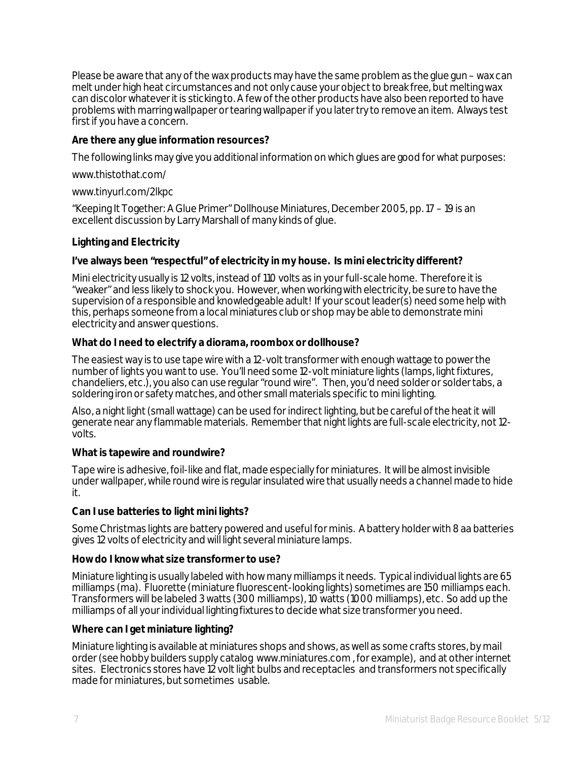Please be aware that any of the wax products may have the same problem as the glue gun – wax can melt under high heat circumstances and not only cause your object to break free, but melting wax can discolor whatever it is sticking to. A few of the other products have also been reported to have problems with marring wallpaper or tearing wallpaper if you later try to remove an item. Always test first if you have a concern.

**Are there any glue information resources?**

The following links may give you additional information on which glues are good for what purposes:

www.thistothat.com/

www.tinyurl.com/2lkpc

"Keeping It Together: A Glue Primer" Dollhouse Miniatures, December 2005, pp. 17 – 19 is an excellent discussion by Larry Marshall of many kinds of glue.

## Lighting and Electricity

**I've always been "respectful" of electricity in my house. Is mini electricity different?**

Mini electricity usually is 12 volts, instead of 110 volts as in your full-scale home. Therefore it is "weaker" and less likely to shock you. However, when working with electricity, be sure to have the supervision of a responsible and knowledgeable adult! If your scout leader(s) need some help with this, perhaps someone from a local miniatures club or shop may be able to demonstrate mini electricity and answer questions.

**What do I need to electrify a diorama, roombox or dollhouse?**

The easiest way is to use tape wire with a 12-volt transformer with enough wattage to power the number of lights you want to use. You'll need some 12-volt miniature lights (lamps, light fixtures, chandeliers, etc.), you also can use regular "round wire". Then, you'd need solder or solder tabs, a soldering iron or safety matches, and other small materials specific to mini lighting.

Also, a night light (small wattage) can be used for indirect lighting, but be careful of the heat it will generate near any flammable materials. Remember that night lights are full-scale electricity, not 12-volts.

**What is tapewire and roundwire?**

Tape wire is adhesive, foil-like and flat, made especially for miniatures. It will be almost invisible under wallpaper, while round wire is regular insulated wire that usually needs a channel made to hide it.

**Can I use batteries to light mini lights?**

Some Christmas lights are battery powered and useful for minis. A battery holder with 8 aa batteries gives 12 volts of electricity and will light several miniature lamps.

**How do I know what size transformer to use?**

Miniature lighting is usually labeled with how many milliamps it needs. Typical individual lights are 65 milliamps (ma). Fluorette (miniature fluorescent-looking lights) sometimes are 150 milliamps each. Transformers will be labeled 3 watts (300 milliamps), 10 watts (1000 milliamps), etc. So add up the milliamps of all your individual lighting fixtures to decide what size transformer you need.

**Where can I get miniature lighting?**

Miniature lighting is available at miniatures shops and shows, as well as some crafts stores, by mail order (see hobby builders supply catalog www.miniatures.com , for example), and at other internet sites. Electronics stores have 12 volt light bulbs and receptacles and transformers not specifically made for miniatures, but sometimes usable.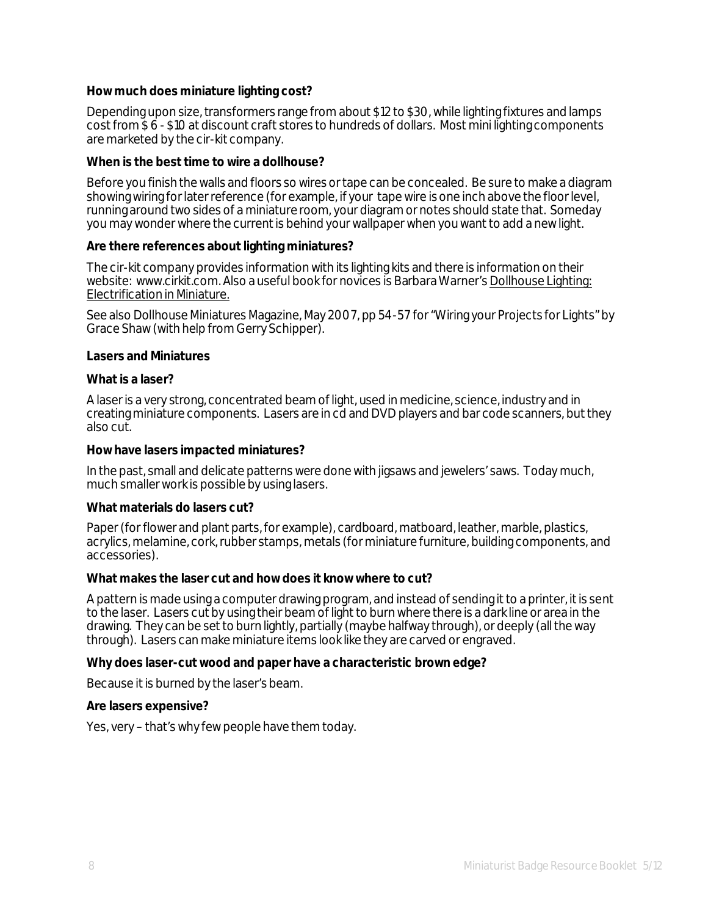**How much does miniature lighting cost?**

Depending upon size, transformers range from about $12 to $30, while lighting fixtures and lamps cost from $ 6 - $10 at discount craft stores to hundreds of dollars. Most mini lighting components are marketed by the cir-kit company.

**When is the best time to wire a dollhouse?**

Before you finish the walls and floors so wires or tape can be concealed. Be sure to make a diagram showing wiring for later reference (for example, if your tape wire is one inch above the floor level, running around two sides of a miniature room, your diagram or notes should state that. Someday you may wonder where the current is behind your wallpaper when you want to add a new light.

**Are there references about lighting miniatures?**

The cir-kit company provides information with its lighting kits and there is information on their website: www.cirkit.com. Also a useful book for novices is Barbara Warner's Dollhouse Lighting: Electrification in Miniature.

See also Dollhouse Miniatures Magazine, May 2007, pp 54-57 for "Wiring your Projects for Lights" by Grace Shaw (with help from Gerry Schipper).

**Lasers and Miniatures**

**What is a laser?**

A laser is a very strong, concentrated beam of light, used in medicine, science, industry and in creating miniature components. Lasers are in cd and DVD players and bar code scanners, but they also cut.

**How have lasers impacted miniatures?**

In the past, small and delicate patterns were done with jigsaws and jewelers' saws. Today much, much smaller work is possible by using lasers.

**What materials do lasers cut?**

Paper (for flower and plant parts, for example), cardboard, matboard, leather, marble, plastics, acrylics, melamine, cork, rubber stamps, metals (for miniature furniture, building components, and accessories).

**What makes the laser cut and how does it know where to cut?**

A pattern is made using a computer drawing program, and instead of sending it to a printer, it is sent to the laser. Lasers cut by using their beam of light to burn where there is a dark line or area in the drawing. They can be set to burn lightly, partially (maybe halfway through), or deeply (all the way through). Lasers can make miniature items look like they are carved or engraved.

**Why does laser-cut wood and paper have a characteristic brown edge?**

Because it is burned by the laser's beam.

**Are lasers expensive?**

Yes, very – that's why few people have them today.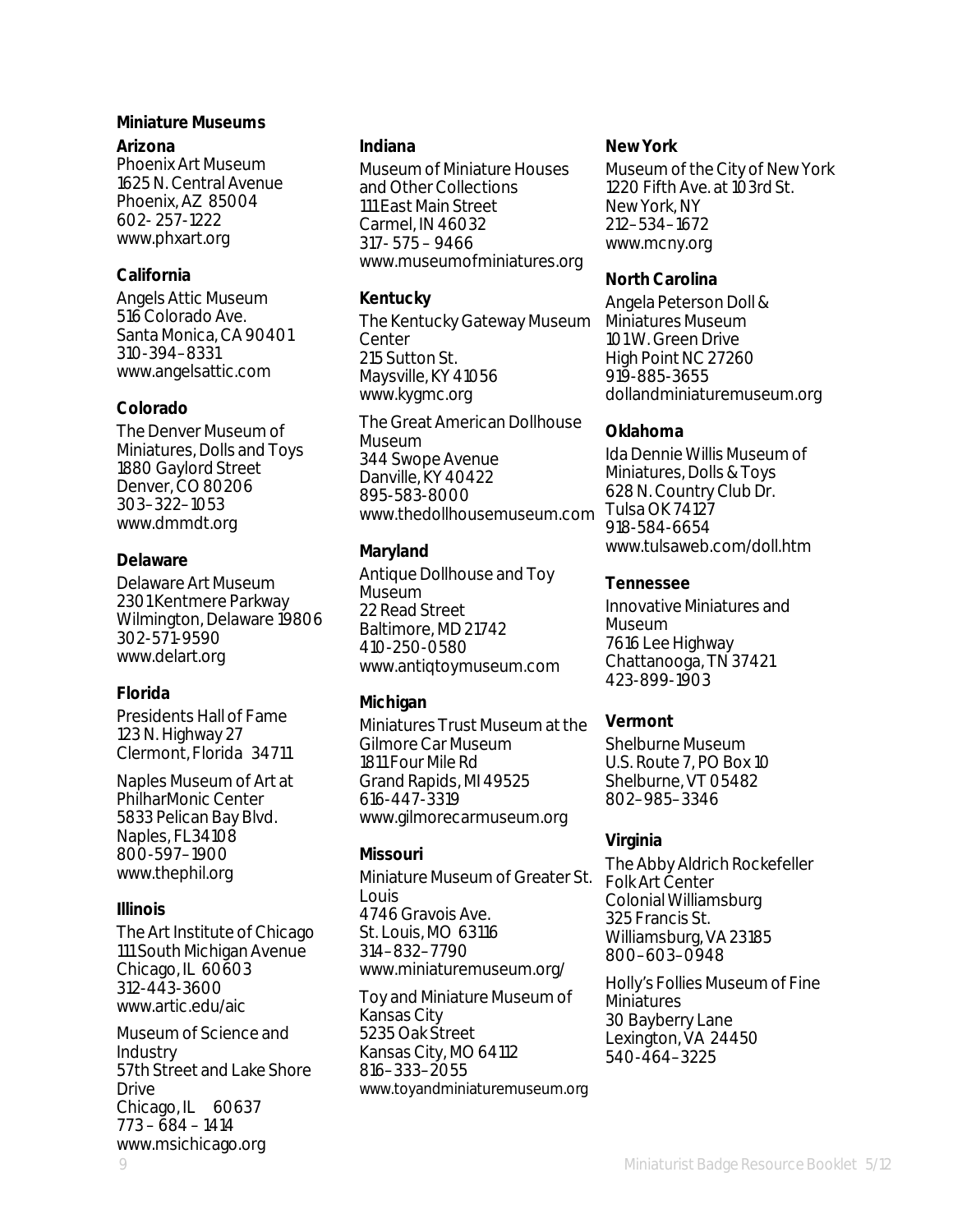## Miniature Museums

### Arizona

Phoenix Art Museum
1625 N. Central Avenue
Phoenix, AZ 85004
602- 257-1222
www.phxart.org

### California

Angels Attic Museum
516 Colorado Ave.
Santa Monica, CA 90401
310-394–8331
www.angelsattic.com

### Colorado

The Denver Museum of Miniatures, Dolls and Toys
1880 Gaylord Street
Denver, CO 80206
303–322–1053
www.dmmdt.org

### Delaware

Delaware Art Museum
2301 Kentmere Parkway
Wilmington, Delaware 19806
302-571-9590
www.delart.org

### Florida

Presidents Hall of Fame
123 N. Highway 27
Clermont, Florida 34711

Naples Museum of Art at PhilharMonic Center
5833 Pelican Bay Blvd.
Naples, FL 34108
800-597–1900
www.thephil.org

### Illinois

The Art Institute of Chicago
111 South Michigan Avenue
Chicago, IL 60603
312-443-3600
www.artic.edu/aic

Museum of Science and Industry
57th Street and Lake Shore Drive
Chicago, IL 60637
773 – 684 – 1414
www.msichicago.org

### Indiana

Museum of Miniature Houses and Other Collections
111 East Main Street
Carmel, IN 46032
317- 575 – 9466
www.museumofminiatures.org

### Kentucky

The Kentucky Gateway Museum Center
215 Sutton St.
Maysville, KY 41056
www.kygmc.org

The Great American Dollhouse Museum
344 Swope Avenue
Danville, KY 40422
895-583-8000
www.thedollhousemuseum.com

### Maryland

Antique Dollhouse and Toy Museum
22 Read Street
Baltimore, MD 21742
410-250-0580
www.antiqtoymuseum.com

### Michigan

Miniatures Trust Museum at the Gilmore Car Museum
1811 Four Mile Rd
Grand Rapids, MI 49525
616-447-3319
www.gilmorecarmuseum.org

### Missouri

Miniature Museum of Greater St. Louis
4746 Gravois Ave.
St. Louis, MO 63116
314–832–7790
www.miniaturemuseum.org/

Toy and Miniature Museum of Kansas City
5235 Oak Street
Kansas City, MO 64112
816–333–2055
www.toyandminiaturemuseum.org

### New York

Museum of the City of New York
1220 Fifth Ave. at 103rd St.
New York, NY
212–534–1672
www.mcny.org

### North Carolina

Angela Peterson Doll & Miniatures Museum
101 W. Green Drive
High Point NC 27260
919-885-3655
dollandminiaturemuseum.org

### Oklahoma

Ida Dennie Willis Museum of Miniatures, Dolls & Toys
628 N. Country Club Dr.
Tulsa OK 74127
918-584-6654
www.tulsaweb.com/doll.htm

### Tennessee

Innovative Miniatures and Museum
7616 Lee Highway
Chattanooga, TN 37421
423-899-1903

### Vermont

Shelburne Museum
U.S. Route 7, PO Box 10
Shelburne, VT 05482
802–985–3346

### Virginia

The Abby Aldrich Rockefeller Folk Art Center
Colonial Williamsburg
325 Francis St.
Williamsburg, VA 23185
800–603–0948

Holly's Follies Museum of Fine Miniatures
30 Bayberry Lane
Lexington, VA 24450
540-464–3225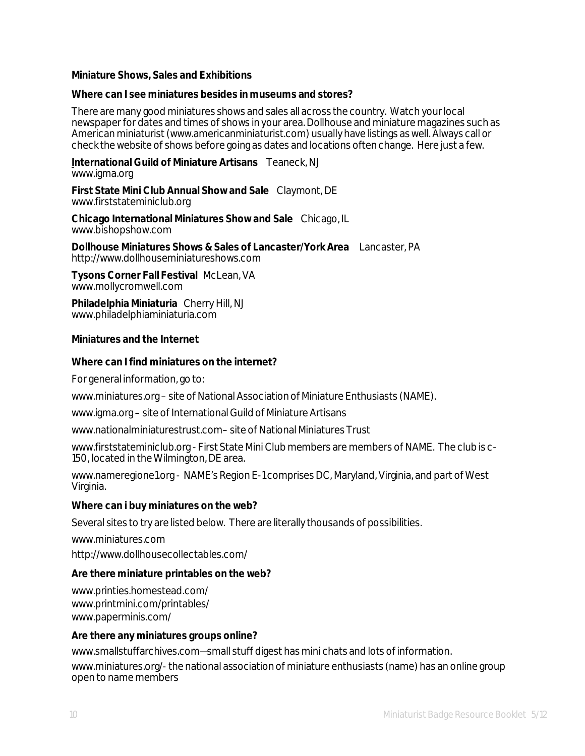**Miniature Shows, Sales and Exhibitions**

**Where can I see miniatures besides in museums and stores?**

There are many good miniatures shows and sales all across the country. Watch your local newspaper for dates and times of shows in your area. Dollhouse and miniature magazines such as American miniaturist (www.americanminiaturist.com) usually have listings as well. Always call or check the website of shows before going as dates and locations often change. Here just a few.

**International Guild of Miniature Artisans** Teaneck, NJ
www.igma.org

**First State Mini Club Annual Show and Sale** Claymont, DE
www.firststateminiclub.org

**Chicago International Miniatures Show and Sale** Chicago, IL
www.bishopshow.com

**Dollhouse Miniatures Shows & Sales of Lancaster/York Area** Lancaster, PA
http://www.dollhouseminiatureshows.com

**Tysons Corner Fall Festival** McLean, VA
www.mollycromwell.com

**Philadelphia Miniaturia** Cherry Hill, NJ
www.philadelphiaminiaturia.com

**Miniatures and the Internet**

**Where can I find miniatures on the internet?**

For general information, go to:

www.miniatures.org – site of National Association of Miniature Enthusiasts (NAME).

www.igma.org – site of International Guild of Miniature Artisans

www.nationalminiaturestrust.com – site of National Miniatures Trust

www.firststateminiclub.org - First State Mini Club members are members of NAME. The club is c-150, located in the Wilmington, DE area.

www.nameregione1.org - NAME's Region E-1 comprises DC, Maryland, Virginia, and part of West Virginia.

**Where can i buy miniatures on the web?**

Several sites to try are listed below. There are literally thousands of possibilities.

www.miniatures.com

http://www.dollhousecollectables.com/

**Are there miniature printables on the web?**

www.printies.homestead.com/
www.printmini.com/printables/
www.paperminis.com/

**Are there any miniatures groups online?**

www.smallstuffarchives.com—small stuff digest has mini chats and lots of information.

www.miniatures.org/- the national association of miniature enthusiasts (name) has an online group open to name members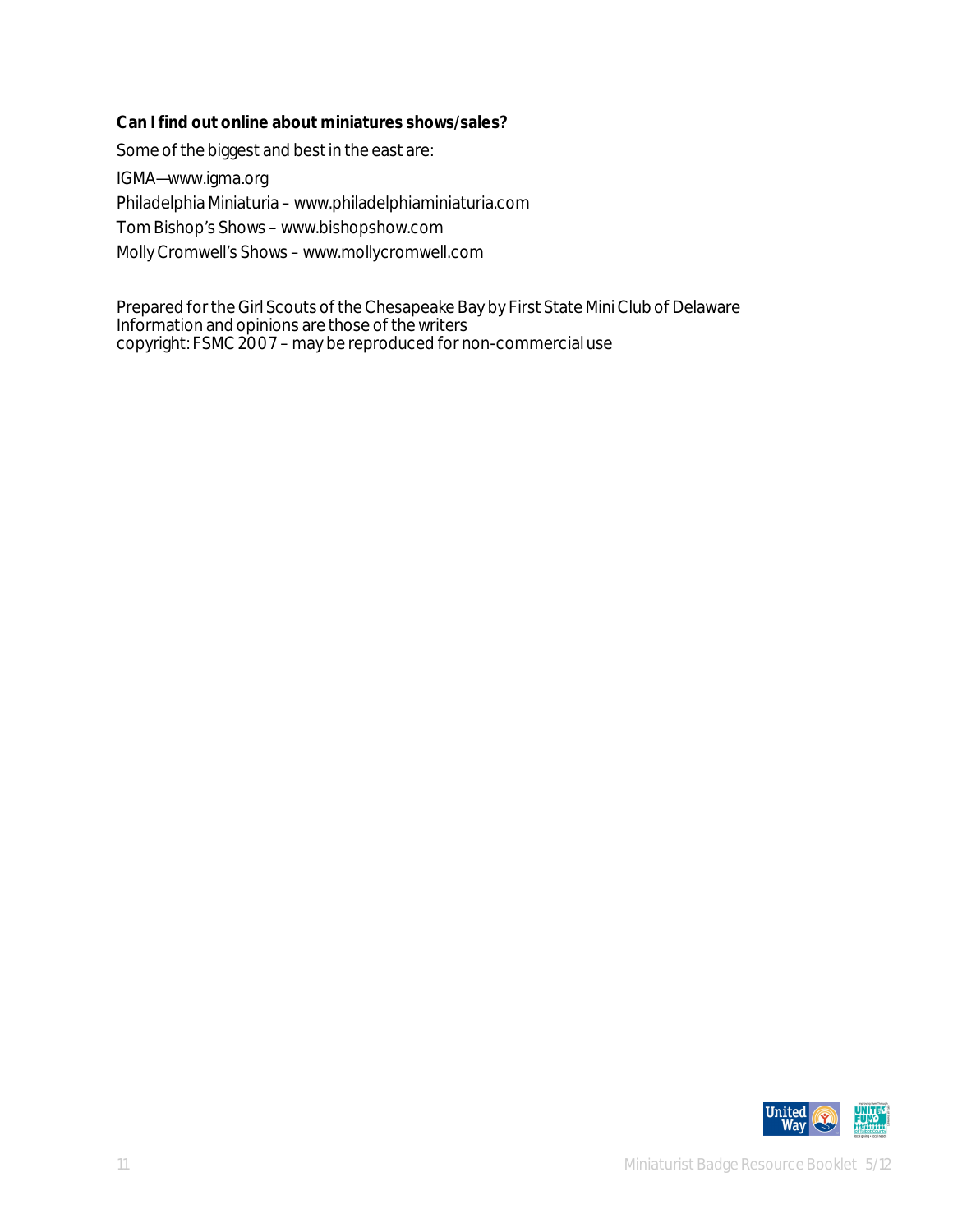**Can I find out online about miniatures shows/sales?**

Some of the biggest and best in the east are:

IGMA—www.igma.org

Philadelphia Miniaturia – www.philadelphiaminiaturia.com

Tom Bishop's Shows – www.bishopshow.com

Molly Cromwell's Shows – www.mollycromwell.com

Prepared for the Girl Scouts of the Chesapeake Bay by First State Mini Club of Delaware
Information and opinions are those of the writers
copyright: FSMC 2007 – may be reproduced for non-commercial use